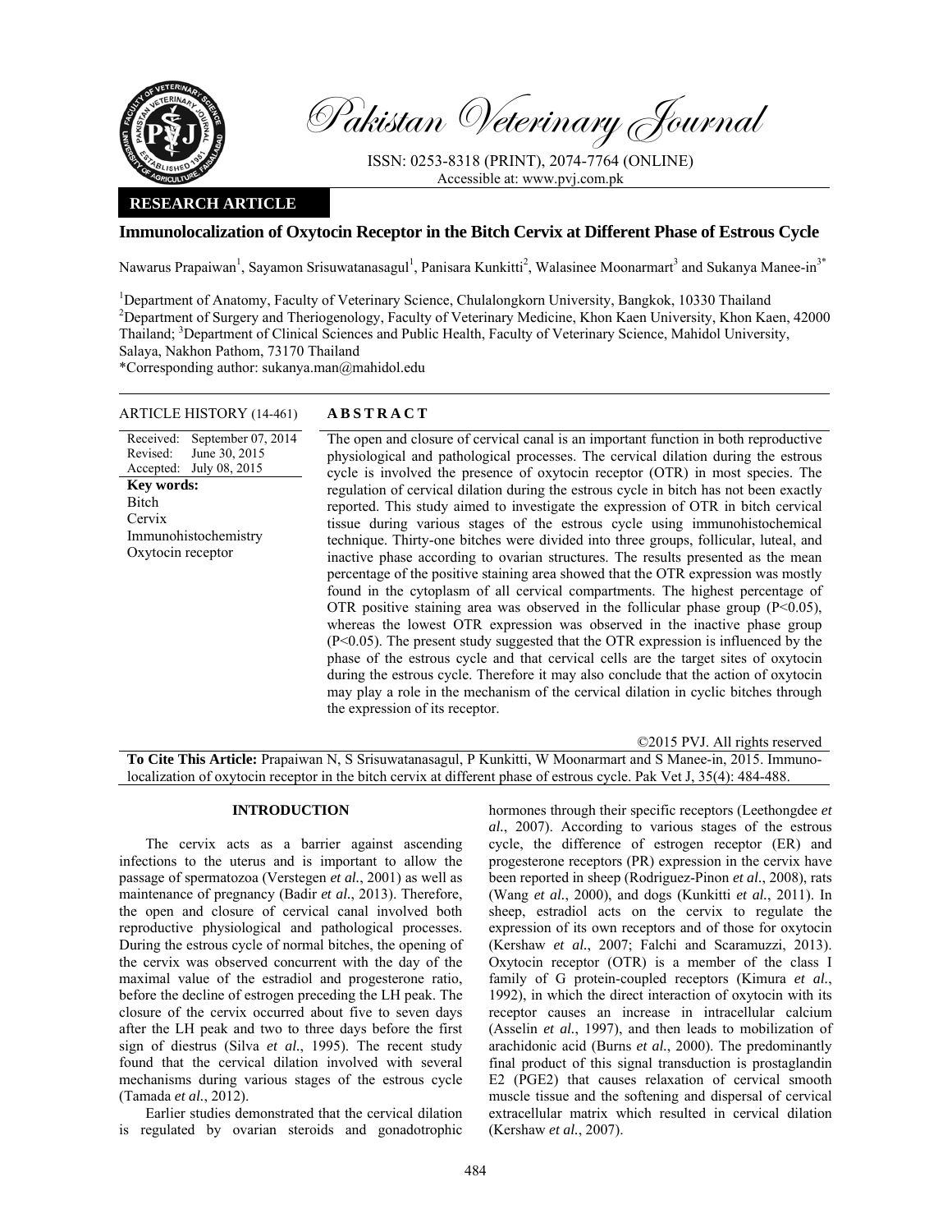Pakistan Veterinary Journal

ISSN: 0253-8318 (PRINT), 2074-7764 (ONLINE)
Accessible at: www.pvj.com.pk

**RESEARCH ARTICLE**

# Immunolocalization of Oxytocin Receptor in the Bitch Cervix at Different Phase of Estrous Cycle

Nawarus Prapaiwan[1], Sayamon Srisuwatanasagul[1], Panisara Kunkitti[2], Walasinee Moonarmart[3] and Sukanya Manee-in[3*]

[1]Department of Anatomy, Faculty of Veterinary Science, Chulalongkorn University, Bangkok, 10330 Thailand
[2]Department of Surgery and Theriogenology, Faculty of Veterinary Medicine, Khon Kaen University, Khon Kaen, 42000 Thailand; [3]Department of Clinical Sciences and Public Health, Faculty of Veterinary Science, Mahidol University, Salaya, Nakhon Pathom, 73170 Thailand
*Corresponding author: sukanya.man@mahidol.edu

ARTICLE HISTORY (14-461)

Received: September 07, 2014
Revised: June 30, 2015
Accepted: July 08, 2015

**Key words:**
Bitch
Cervix
Immunohistochemistry
Oxytocin receptor

## ABSTRACT

The open and closure of cervical canal is an important function in both reproductive physiological and pathological processes. The cervical dilation during the estrous cycle is involved the presence of oxytocin receptor (OTR) in most species. The regulation of cervical dilation during the estrous cycle in bitch has not been exactly reported. This study aimed to investigate the expression of OTR in bitch cervical tissue during various stages of the estrous cycle using immunohistochemical technique. Thirty-one bitches were divided into three groups, follicular, luteal, and inactive phase according to ovarian structures. The results presented as the mean percentage of the positive staining area showed that the OTR expression was mostly found in the cytoplasm of all cervical compartments. The highest percentage of OTR positive staining area was observed in the follicular phase group ($P<0.05$), whereas the lowest OTR expression was observed in the inactive phase group ($P<0.05$). The present study suggested that the OTR expression is influenced by the phase of the estrous cycle and that cervical cells are the target sites of oxytocin during the estrous cycle. Therefore it may also conclude that the action of oxytocin may play a role in the mechanism of the cervical dilation in cyclic bitches through the expression of its receptor.

©2015 PVJ. All rights reserved

**To Cite This Article:** Prapaiwan N, S Srisuwatanasagul, P Kunkitti, W Moonarmart and S Manee-in, 2015. Immunolocalization of oxytocin receptor in the bitch cervix at different phase of estrous cycle. Pak Vet J, 35(4): 484-488.

## INTRODUCTION

The cervix acts as a barrier against ascending infections to the uterus and is important to allow the passage of spermatozoa (Verstegen *et al.*, 2001) as well as maintenance of pregnancy (Badir *et al.*, 2013). Therefore, the open and closure of cervical canal involved both reproductive physiological and pathological processes. During the estrous cycle of normal bitches, the opening of the cervix was observed concurrent with the day of the maximal value of the estradiol and progesterone ratio, before the decline of estrogen preceding the LH peak. The closure of the cervix occurred about five to seven days after the LH peak and two to three days before the first sign of diestrus (Silva *et al.*, 1995). The recent study found that the cervical dilation involved with several mechanisms during various stages of the estrous cycle (Tamada *et al.*, 2012).

Earlier studies demonstrated that the cervical dilation is regulated by ovarian steroids and gonadotrophic hormones through their specific receptors (Leethongdee *et al.*, 2007). According to various stages of the estrous cycle, the difference of estrogen receptor (ER) and progesterone receptors (PR) expression in the cervix have been reported in sheep (Rodriguez-Pinon *et al.*, 2008), rats (Wang *et al.*, 2000), and dogs (Kunkitti *et al.*, 2011). In sheep, estradiol acts on the cervix to regulate the expression of its own receptors and of those for oxytocin (Kershaw *et al.*, 2007; Falchi and Scaramuzzi, 2013). Oxytocin receptor (OTR) is a member of the class I family of G protein-coupled receptors (Kimura *et al.*, 1992), in which the direct interaction of oxytocin with its receptor causes an increase in intracellular calcium (Asselin *et al.*, 1997), and then leads to mobilization of arachidonic acid (Burns *et al.*, 2000). The predominantly final product of this signal transduction is prostaglandin E2 (PGE2) that causes relaxation of cervical smooth muscle tissue and the softening and dispersal of cervical extracellular matrix which resulted in cervical dilation (Kershaw *et al.*, 2007).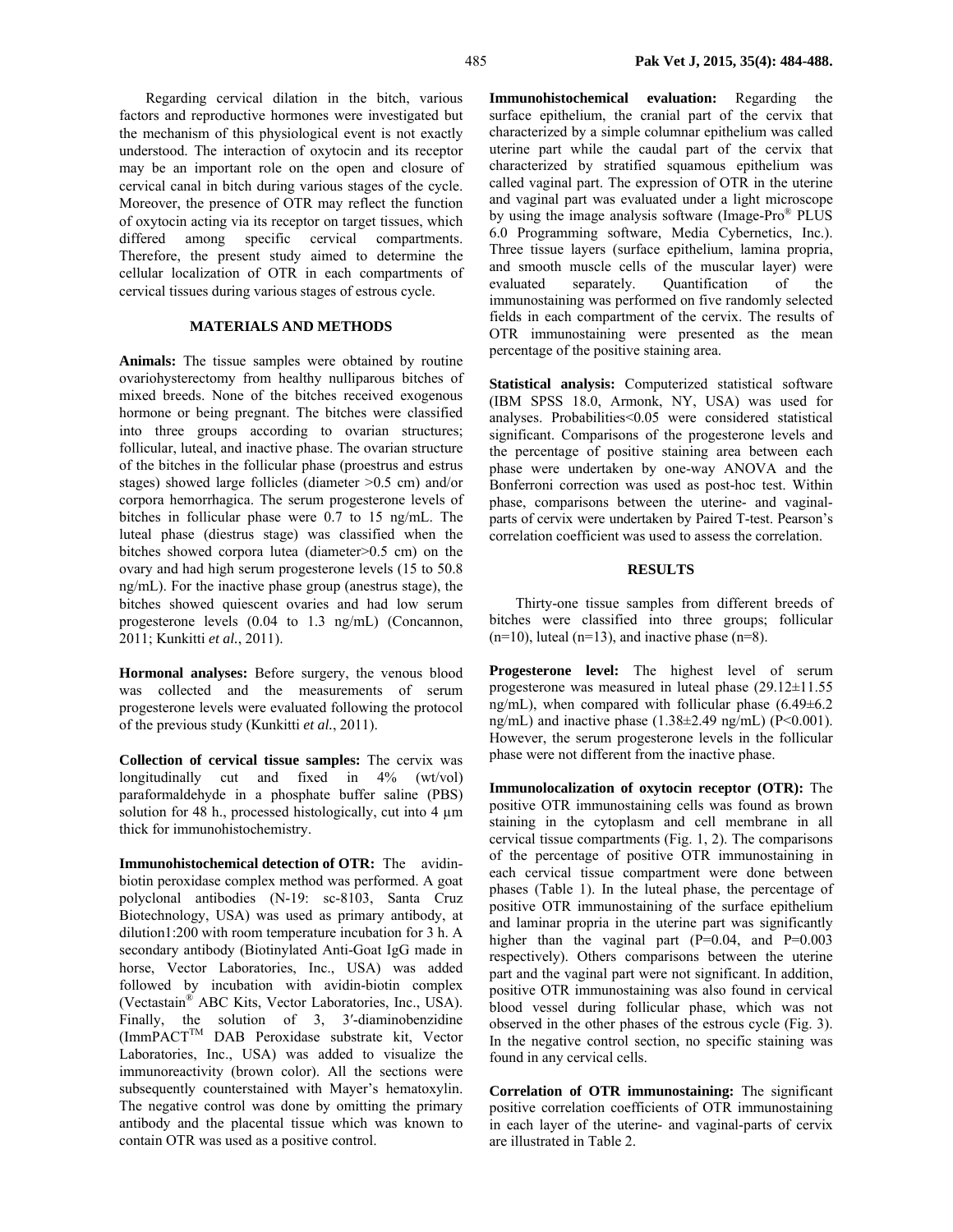Regarding cervical dilation in the bitch, various factors and reproductive hormones were investigated but the mechanism of this physiological event is not exactly understood. The interaction of oxytocin and its receptor may be an important role on the open and closure of cervical canal in bitch during various stages of the cycle. Moreover, the presence of OTR may reflect the function of oxytocin acting via its receptor on target tissues, which differed among specific cervical compartments. Therefore, the present study aimed to determine the cellular localization of OTR in each compartments of cervical tissues during various stages of estrous cycle.

## MATERIALS AND METHODS

**Animals:** The tissue samples were obtained by routine ovariohysterectomy from healthy nulliparous bitches of mixed breeds. None of the bitches received exogenous hormone or being pregnant. The bitches were classified into three groups according to ovarian structures; follicular, luteal, and inactive phase. The ovarian structure of the bitches in the follicular phase (proestrus and estrus stages) showed large follicles (diameter >0.5 cm) and/or corpora hemorrhagica. The serum progesterone levels of bitches in follicular phase were 0.7 to 15 ng/mL. The luteal phase (diestrus stage) was classified when the bitches showed corpora lutea (diameter>0.5 cm) on the ovary and had high serum progesterone levels (15 to 50.8 ng/mL). For the inactive phase group (anestrus stage), the bitches showed quiescent ovaries and had low serum progesterone levels (0.04 to 1.3 ng/mL) (Concannon, 2011; Kunkitti *et al.*, 2011).

**Hormonal analyses:** Before surgery, the venous blood was collected and the measurements of serum progesterone levels were evaluated following the protocol of the previous study (Kunkitti *et al.*, 2011).

**Collection of cervical tissue samples:** The cervix was longitudinally cut and fixed in 4% (wt/vol) paraformaldehyde in a phosphate buffer saline (PBS) solution for 48 h., processed histologically, cut into 4 μm thick for immunohistochemistry.

**Immunohistochemical detection of OTR:** The avidin-biotin peroxidase complex method was performed. A goat polyclonal antibodies (N-19: sc-8103, Santa Cruz Biotechnology, USA) was used as primary antibody, at dilution1:200 with room temperature incubation for 3 h. A secondary antibody (Biotinylated Anti-Goat IgG made in horse, Vector Laboratories, Inc., USA) was added followed by incubation with avidin-biotin complex (Vectastain® ABC Kits, Vector Laboratories, Inc., USA). Finally, the solution of 3, 3′-diaminobenzidine (ImmPACT™ DAB Peroxidase substrate kit, Vector Laboratories, Inc., USA) was added to visualize the immunoreactivity (brown color). All the sections were subsequently counterstained with Mayer's hematoxylin. The negative control was done by omitting the primary antibody and the placental tissue which was known to contain OTR was used as a positive control.

**Immunohistochemical evaluation:** Regarding the surface epithelium, the cranial part of the cervix that characterized by a simple columnar epithelium was called uterine part while the caudal part of the cervix that characterized by stratified squamous epithelium was called vaginal part. The expression of OTR in the uterine and vaginal part was evaluated under a light microscope by using the image analysis software (Image-Pro® PLUS 6.0 Programming software, Media Cybernetics, Inc.). Three tissue layers (surface epithelium, lamina propria, and smooth muscle cells of the muscular layer) were evaluated separately. Quantification of the immunostaining was performed on five randomly selected fields in each compartment of the cervix. The results of OTR immunostaining were presented as the mean percentage of the positive staining area.

**Statistical analysis:** Computerized statistical software (IBM SPSS 18.0, Armonk, NY, USA) was used for analyses. Probabilities<0.05 were considered statistical significant. Comparisons of the progesterone levels and the percentage of positive staining area between each phase were undertaken by one-way ANOVA and the Bonferroni correction was used as post-hoc test. Within phase, comparisons between the uterine- and vaginal-parts of cervix were undertaken by Paired T-test. Pearson's correlation coefficient was used to assess the correlation.

## RESULTS

Thirty-one tissue samples from different breeds of bitches were classified into three groups; follicular (n=10), luteal (n=13), and inactive phase (n=8).

**Progesterone level:** The highest level of serum progesterone was measured in luteal phase (29.12±11.55 ng/mL), when compared with follicular phase (6.49±6.2 ng/mL) and inactive phase (1.38±2.49 ng/mL) (P<0.001). However, the serum progesterone levels in the follicular phase were not different from the inactive phase.

**Immunolocalization of oxytocin receptor (OTR):** The positive OTR immunostaining cells was found as brown staining in the cytoplasm and cell membrane in all cervical tissue compartments (Fig. 1, 2). The comparisons of the percentage of positive OTR immunostaining in each cervical tissue compartment were done between phases (Table 1). In the luteal phase, the percentage of positive OTR immunostaining of the surface epithelium and laminar propria in the uterine part was significantly higher than the vaginal part (P=0.04, and P=0.003 respectively). Others comparisons between the uterine part and the vaginal part were not significant. In addition, positive OTR immunostaining was also found in cervical blood vessel during follicular phase, which was not observed in the other phases of the estrous cycle (Fig. 3). In the negative control section, no specific staining was found in any cervical cells.

**Correlation of OTR immunostaining:** The significant positive correlation coefficients of OTR immunostaining in each layer of the uterine- and vaginal-parts of cervix are illustrated in Table 2.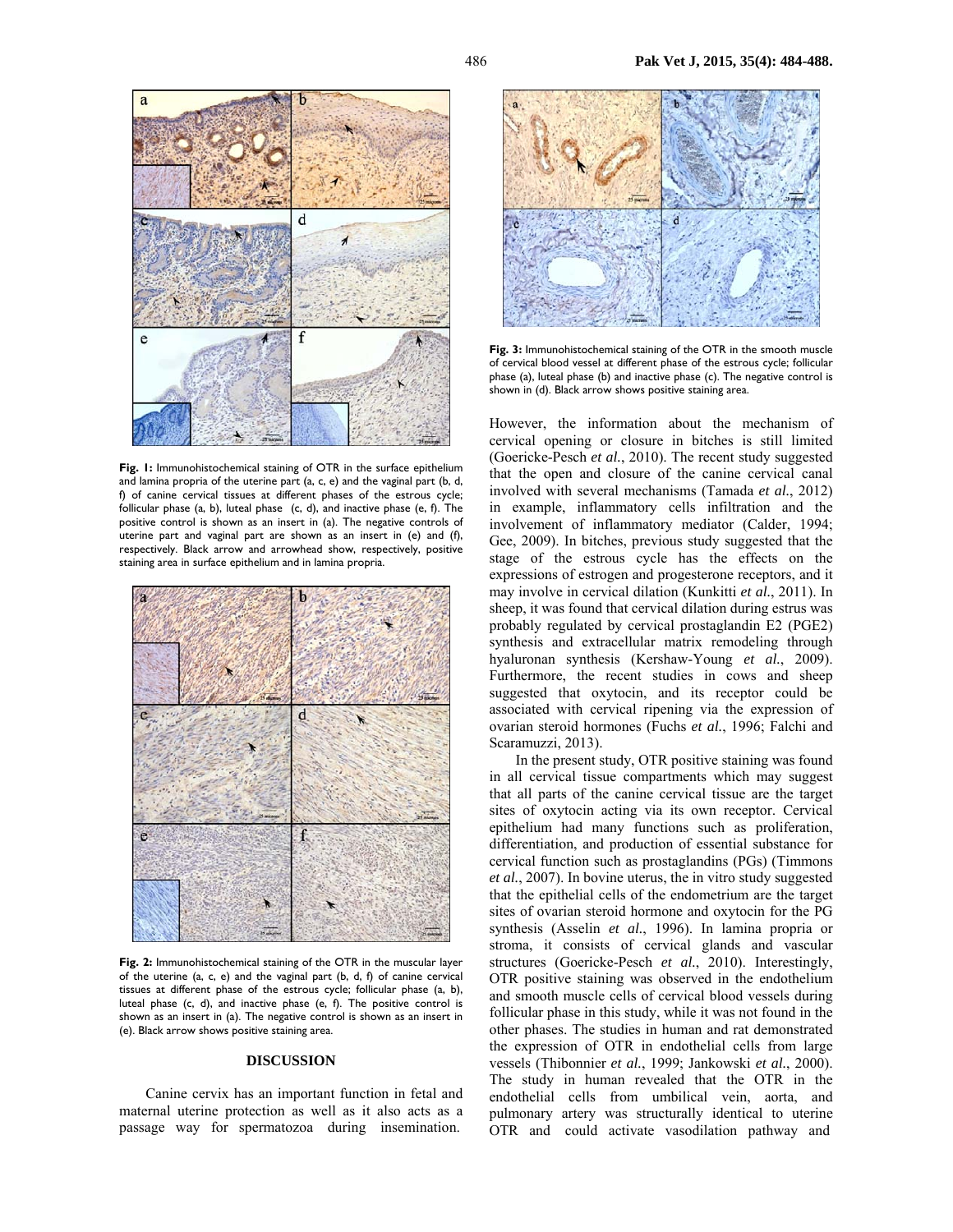**Fig. 1:** Immunohistochemical staining of OTR in the surface epithelium and lamina propria of the uterine part (a, c, e) and the vaginal part (b, d, f) of canine cervical tissues at different phases of the estrous cycle; follicular phase (a, b), luteal phase (c, d), and inactive phase (e, f). The positive control is shown as an insert in (a). The negative controls of uterine part and vaginal part are shown as an insert in (e) and (f), respectively. Black arrow and arrowhead show, respectively, positive staining area in surface epithelium and in lamina propria.

**Fig. 2:** Immunohistochemical staining of the OTR in the muscular layer of the uterine (a, c, e) and the vaginal part (b, d, f) of canine cervical tissues at different phase of the estrous cycle; follicular phase (a, b), luteal phase (c, d), and inactive phase (e, f). The positive control is shown as an insert in (a). The negative control is shown as an insert in (e). Black arrow shows positive staining area.

## DISCUSSION

Canine cervix has an important function in fetal and maternal uterine protection as well as it also acts as a passage way for spermatozoa during insemination.

**Fig. 3:** Immunohistochemical staining of the OTR in the smooth muscle of cervical blood vessel at different phase of the estrous cycle; follicular phase (a), luteal phase (b) and inactive phase (c). The negative control is shown in (d). Black arrow shows positive staining area.

However, the information about the mechanism of cervical opening or closure in bitches is still limited (Goericke-Pesch *et al.*, 2010). The recent study suggested that the open and closure of the canine cervical canal involved with several mechanisms (Tamada *et al.*, 2012) in example, inflammatory cells infiltration and the involvement of inflammatory mediator (Calder, 1994; Gee, 2009). In bitches, previous study suggested that the stage of the estrous cycle has the effects on the expressions of estrogen and progesterone receptors, and it may involve in cervical dilation (Kunkitti *et al.*, 2011). In sheep, it was found that cervical dilation during estrus was probably regulated by cervical prostaglandin E2 (PGE2) synthesis and extracellular matrix remodeling through hyaluronan synthesis (Kershaw-Young *et al.*, 2009). Furthermore, the recent studies in cows and sheep suggested that oxytocin, and its receptor could be associated with cervical ripening via the expression of ovarian steroid hormones (Fuchs *et al.*, 1996; Falchi and Scaramuzzi, 2013).

In the present study, OTR positive staining was found in all cervical tissue compartments which may suggest that all parts of the canine cervical tissue are the target sites of oxytocin acting via its own receptor. Cervical epithelium had many functions such as proliferation, differentiation, and production of essential substance for cervical function such as prostaglandins (PGs) (Timmons *et al.*, 2007). In bovine uterus, the in vitro study suggested that the epithelial cells of the endometrium are the target sites of ovarian steroid hormone and oxytocin for the PG synthesis (Asselin *et al.*, 1996). In lamina propria or stroma, it consists of cervical glands and vascular structures (Goericke-Pesch *et al.*, 2010). Interestingly, OTR positive staining was observed in the endothelium and smooth muscle cells of cervical blood vessels during follicular phase in this study, while it was not found in the other phases. The studies in human and rat demonstrated the expression of OTR in endothelial cells from large vessels (Thibonnier *et al.*, 1999; Jankowski *et al.*, 2000). The study in human revealed that the OTR in the endothelial cells from umbilical vein, aorta, and pulmonary artery was structurally identical to uterine OTR and could activate vasodilation pathway and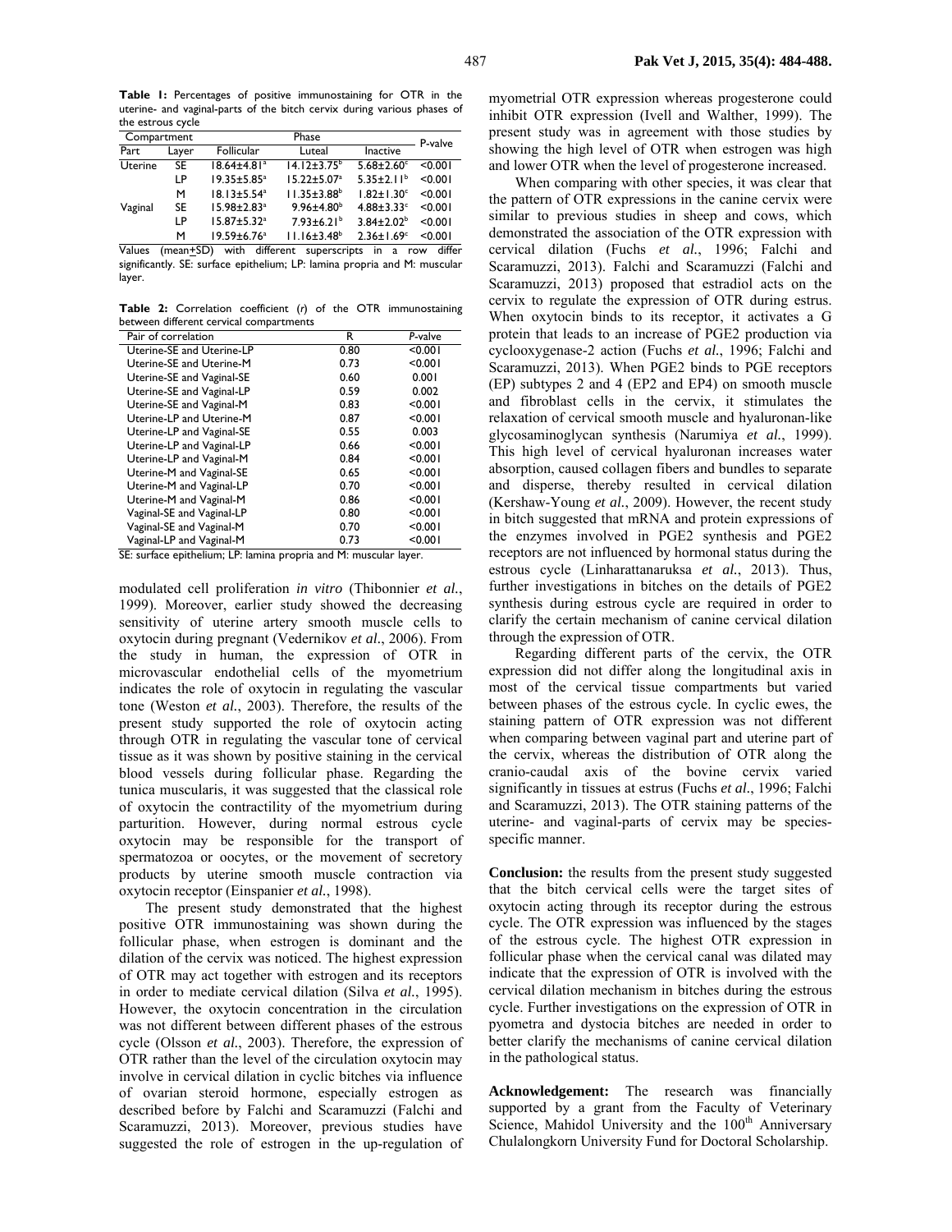**Table 1:** Percentages of positive immunostaining for OTR in the uterine- and vaginal-parts of the bitch cervix during various phases of the estrous cycle

| Compartment | | Phase | | | P-valve |
|---|---|---|---|---|---|
| Part | Layer | Follicular | Luteal | Inactive | |
| Uterine | SE | 18.64±4.81[a] | 14.12±3.75[b] | 5.68±2.60[c] | <0.001 |
| | LP | 19.35±5.85[a] | 15.22±5.07[a] | 5.35±2.11[b] | <0.001 |
| | M | 18.13±5.54[a] | 11.35±3.88[b] | 1.82±1.30[c] | <0.001 |
| Vaginal | SE | 15.98±2.83[a] | 9.96±4.80[b] | 4.88±3.33[c] | <0.001 |
| | LP | 15.87±5.32[a] | 7.93±6.21[b] | 3.84±2.02[b] | <0.001 |
| | M | 19.59±6.76[a] | 11.16±3.48[b] | 2.36±1.69[c] | <0.001 |

Values (mean±SD) with different superscripts in a row differ significantly. SE: surface epithelium; LP: lamina propria and M: muscular layer.

**Table 2:** Correlation coefficient (*r*) of the OTR immunostaining between different cervical compartments

| Pair of correlation | R | *P*-valve |
|---|---|---|
| Uterine-SE and Uterine-LP | 0.80 | <0.001 |
| Uterine-SE and Uterine-M | 0.73 | <0.001 |
| Uterine-SE and Vaginal-SE | 0.60 | 0.001 |
| Uterine-SE and Vaginal-LP | 0.59 | 0.002 |
| Uterine-SE and Vaginal-M | 0.83 | <0.001 |
| Uterine-LP and Uterine-M | 0.87 | <0.001 |
| Uterine-LP and Vaginal-SE | 0.55 | 0.003 |
| Uterine-LP and Vaginal-LP | 0.66 | <0.001 |
| Uterine-LP and Vaginal-M | 0.84 | <0.001 |
| Uterine-M and Vaginal-SE | 0.65 | <0.001 |
| Uterine-M and Vaginal-LP | 0.70 | <0.001 |
| Uterine-M and Vaginal-M | 0.86 | <0.001 |
| Vaginal-SE and Vaginal-LP | 0.80 | <0.001 |
| Vaginal-SE and Vaginal-M | 0.70 | <0.001 |
| Vaginal-LP and Vaginal-M | 0.73 | <0.001 |

SE: surface epithelium; LP: lamina propria and M: muscular layer.

modulated cell proliferation *in vitro* (Thibonnier *et al.*, 1999). Moreover, earlier study showed the decreasing sensitivity of uterine artery smooth muscle cells to oxytocin during pregnant (Vedernikov *et al.*, 2006). From the study in human, the expression of OTR in microvascular endothelial cells of the myometrium indicates the role of oxytocin in regulating the vascular tone (Weston *et al.*, 2003). Therefore, the results of the present study supported the role of oxytocin acting through OTR in regulating the vascular tone of cervical tissue as it was shown by positive staining in the cervical blood vessels during follicular phase. Regarding the tunica muscularis, it was suggested that the classical role of oxytocin the contractility of the myometrium during parturition. However, during normal estrous cycle oxytocin may be responsible for the transport of spermatozoa or oocytes, or the movement of secretory products by uterine smooth muscle contraction via oxytocin receptor (Einspanier *et al.*, 1998).

The present study demonstrated that the highest positive OTR immunostaining was shown during the follicular phase, when estrogen is dominant and the dilation of the cervix was noticed. The highest expression of OTR may act together with estrogen and its receptors in order to mediate cervical dilation (Silva *et al.*, 1995). However, the oxytocin concentration in the circulation was not different between different phases of the estrous cycle (Olsson *et al.*, 2003). Therefore, the expression of OTR rather than the level of the circulation oxytocin may involve in cervical dilation in cyclic bitches via influence of ovarian steroid hormone, especially estrogen as described before by Falchi and Scaramuzzi (Falchi and Scaramuzzi, 2013). Moreover, previous studies have suggested the role of estrogen in the up-regulation of myometrial OTR expression whereas progesterone could inhibit OTR expression (Ivell and Walther, 1999). The present study was in agreement with those studies by showing the high level of OTR when estrogen was high and lower OTR when the level of progesterone increased.

When comparing with other species, it was clear that the pattern of OTR expressions in the canine cervix were similar to previous studies in sheep and cows, which demonstrated the association of the OTR expression with cervical dilation (Fuchs *et al.*, 1996; Falchi and Scaramuzzi, 2013). Falchi and Scaramuzzi (Falchi and Scaramuzzi, 2013) proposed that estradiol acts on the cervix to regulate the expression of OTR during estrus. When oxytocin binds to its receptor, it activates a G protein that leads to an increase of PGE2 production via cyclooxygenase-2 action (Fuchs *et al.*, 1996; Falchi and Scaramuzzi, 2013). When PGE2 binds to PGE receptors (EP) subtypes 2 and 4 (EP2 and EP4) on smooth muscle and fibroblast cells in the cervix, it stimulates the relaxation of cervical smooth muscle and hyaluronan-like glycosaminoglycan synthesis (Narumiya *et al.*, 1999). This high level of cervical hyaluronan increases water absorption, caused collagen fibers and bundles to separate and disperse, thereby resulted in cervical dilation (Kershaw-Young *et al.*, 2009). However, the recent study in bitch suggested that mRNA and protein expressions of the enzymes involved in PGE2 synthesis and PGE2 receptors are not influenced by hormonal status during the estrous cycle (Linharattanaruksa *et al.*, 2013). Thus, further investigations in bitches on the details of PGE2 synthesis during estrous cycle are required in order to clarify the certain mechanism of canine cervical dilation through the expression of OTR.

Regarding different parts of the cervix, the OTR expression did not differ along the longitudinal axis in most of the cervical tissue compartments but varied between phases of the estrous cycle. In cyclic ewes, the staining pattern of OTR expression was not different when comparing between vaginal part and uterine part of the cervix, whereas the distribution of OTR along the cranio-caudal axis of the bovine cervix varied significantly in tissues at estrus (Fuchs *et al.*, 1996; Falchi and Scaramuzzi, 2013). The OTR staining patterns of the uterine- and vaginal-parts of cervix may be species-specific manner.

**Conclusion:** the results from the present study suggested that the bitch cervical cells were the target sites of oxytocin acting through its receptor during the estrous cycle. The OTR expression was influenced by the stages of the estrous cycle. The highest OTR expression in follicular phase when the cervical canal was dilated may indicate that the expression of OTR is involved with the cervical dilation mechanism in bitches during the estrous cycle. Further investigations on the expression of OTR in pyometra and dystocia bitches are needed in order to better clarify the mechanisms of canine cervical dilation in the pathological status.

**Acknowledgement:** The research was financially supported by a grant from the Faculty of Veterinary Science, Mahidol University and the 100[th] Anniversary Chulalongkorn University Fund for Doctoral Scholarship.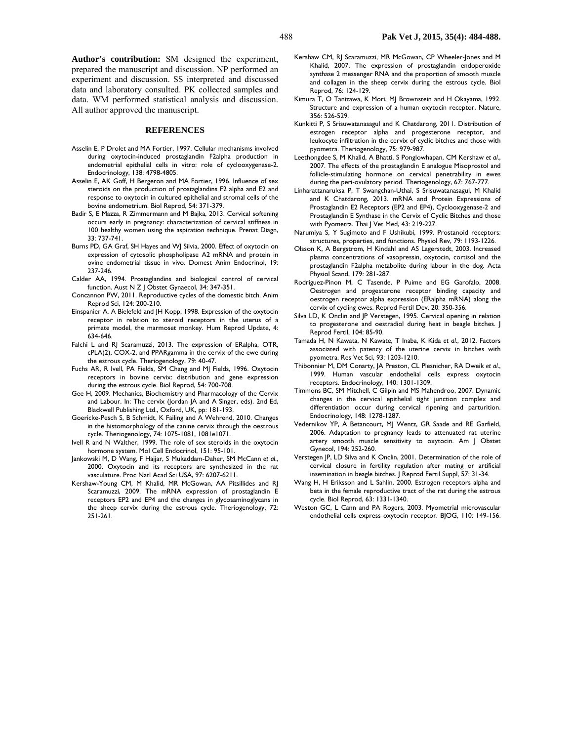**Author's contribution:** SM designed the experiment, prepared the manuscript and discussion. NP performed an experiment and discussion. SS interpreted and discussed data and laboratory consulted. PK collected samples and data. WM performed statistical analysis and discussion. All author approved the manuscript.

## REFERENCES

Asselin E, P Drolet and MA Fortier, 1997. Cellular mechanisms involved during oxytocin-induced prostaglandin F2alpha production in endometrial epithelial cells in vitro: role of cyclooxygenase-2. Endocrinology, 138: 4798-4805.

Asselin E, AK Goff, H Bergeron and MA Fortier, 1996. Influence of sex steroids on the production of prostaglandins F2 alpha and E2 and response to oxytocin in cultured epithelial and stromal cells of the bovine endometrium. Biol Reprod, 54: 371-379.

Badir S, E Mazza, R Zimmermann and M Bajka, 2013. Cervical softening occurs early in pregnancy: characterization of cervical stiffness in 100 healthy women using the aspiration technique. Prenat Diagn, 33: 737-741.

Burns PD, GA Graf, SH Hayes and WJ Silvia, 2000. Effect of oxytocin on expression of cytosolic phospholipase A2 mRNA and protein in ovine endometrial tissue in vivo. Domest Anim Endocrinol, 19: 237-246.

Calder AA, 1994. Prostaglandins and biological control of cervical function. Aust N Z J Obstet Gynaecol, 34: 347-351.

Concannon PW, 2011. Reproductive cycles of the domestic bitch. Anim Reprod Sci, 124: 200-210.

Einspanier A, A Bielefeld and JH Kopp, 1998. Expression of the oxytocin receptor in relation to steroid receptors in the uterus of a primate model, the marmoset monkey. Hum Reprod Update, 4: 634-646.

Falchi L and RJ Scaramuzzi, 2013. The expression of ERalpha, OTR, cPLA(2), COX-2, and PPARgamma in the cervix of the ewe during the estrous cycle. Theriogenology, 79: 40-47.

Fuchs AR, R Ivell, PA Fields, SM Chang and MJ Fields, 1996. Oxytocin receptors in bovine cervix: distribution and gene expression during the estrous cycle. Biol Reprod, 54: 700-708.

Gee H, 2009. Mechanics, Biochemistry and Pharmacology of the Cervix and Labour. In: The cervix (Jordan JA and A Singer, eds). 2nd Ed, Blackwell Publishing Ltd., Oxford, UK, pp: 181-193.

Goericke-Pesch S, B Schmidt, K Failing and A Wehrend, 2010. Changes in the histomorphology of the canine cervix through the oestrous cycle. Theriogenology, 74: 1075-1081, 1081e1071.

Ivell R and N Walther, 1999. The role of sex steroids in the oxytocin hormone system. Mol Cell Endocrinol, 151: 95-101.

Jankowski M, D Wang, F Hajjar, S Mukaddam-Daher, SM McCann *et al*., 2000. Oxytocin and its receptors are synthesized in the rat vasculature. Proc Natl Acad Sci USA, 97: 6207-6211.

Kershaw-Young CM, M Khalid, MR McGowan, AA Pitsillides and RJ Scaramuzzi, 2009. The mRNA expression of prostaglandin E receptors EP2 and EP4 and the changes in glycosaminoglycans in the sheep cervix during the estrous cycle. Theriogenology, 72: 251-261.

Kershaw CM, RJ Scaramuzzi, MR McGowan, CP Wheeler-Jones and M Khalid, 2007. The expression of prostaglandin endoperoxide synthase 2 messenger RNA and the proportion of smooth muscle and collagen in the sheep cervix during the estrous cycle. Biol Reprod, 76: 124-129.

Kimura T, O Tanizawa, K Mori, MJ Brownstein and H Okayama, 1992. Structure and expression of a human oxytocin receptor. Nature, 356: 526-529.

Kunkitti P, S Srisuwatanasagul and K Chatdarong, 2011. Distribution of estrogen receptor alpha and progesterone receptor, and leukocyte infiltration in the cervix of cyclic bitches and those with pyometra. Theriogenology, 75: 979-987.

Leethongdee S, M Khalid, A Bhatti, S Ponglowhapan, CM Kershaw *et al*., 2007. The effects of the prostaglandin E analogue Misoprostol and follicle-stimulating hormone on cervical penetrability in ewes during the peri-ovulatory period. Theriogenology, 67: 767-777.

Linharattanaruksa P, T Swangchan-Uthai, S Srisuwatanasagul, M Khalid and K Chatdarong, 2013. mRNA and Protein Expressions of Prostaglandin E2 Receptors (EP2 and EP4), Cyclooxygenase-2 and Prostaglandin E Synthase in the Cervix of Cyclic Bitches and those with Pyometra. Thai J Vet Med, 43: 219-227.

Narumiya S, Y Sugimoto and F Ushikubi, 1999. Prostanoid receptors: structures, properties, and functions. Physiol Rev, 79: 1193-1226.

Olsson K, A Bergstrom, H Kindahl and AS Lagerstedt, 2003. Increased plasma concentrations of vasopressin, oxytocin, cortisol and the prostaglandin F2alpha metabolite during labour in the dog. Acta Physiol Scand, 179: 281-287.

Rodriguez-Pinon M, C Tasende, P Puime and EG Garofalo, 2008. Oestrogen and progesterone receptor binding capacity and oestrogen receptor alpha expression (ERalpha mRNA) along the cervix of cycling ewes. Reprod Fertil Dev, 20: 350-356.

Silva LD, K Onclin and JP Verstegen, 1995. Cervical opening in relation to progesterone and oestradiol during heat in beagle bitches. J Reprod Fertil, 104: 85-90.

Tamada H, N Kawata, N Kawate, T Inaba, K Kida *et al*., 2012. Factors associated with patency of the uterine cervix in bitches with pyometra. Res Vet Sci, 93: 1203-1210.

Thibonnier M, DM Conarty, JA Preston, CL Plesnicher, RA Dweik *et al*., 1999. Human vascular endothelial cells express oxytocin receptors. Endocrinology, 140: 1301-1309.

Timmons BC, SM Mitchell, C Gilpin and MS Mahendroo, 2007. Dynamic changes in the cervical epithelial tight junction complex and differentiation occur during cervical ripening and parturition. Endocrinology, 148: 1278-1287.

Vedernikov YP, A Betancourt, MJ Wentz, GR Saade and RE Garfield, 2006. Adaptation to pregnancy leads to attenuated rat uterine artery smooth muscle sensitivity to oxytocin. Am J Obstet Gynecol, 194: 252-260.

Verstegen JP, LD Silva and K Onclin, 2001. Determination of the role of cervical closure in fertility regulation after mating or artificial insemination in beagle bitches. J Reprod Fertil Suppl, 57: 31-34.

Wang H, H Eriksson and L Sahlin, 2000. Estrogen receptors alpha and beta in the female reproductive tract of the rat during the estrous cycle. Biol Reprod, 63: 1331-1340.

Weston GC, L Cann and PA Rogers, 2003. Myometrial microvascular endothelial cells express oxytocin receptor. BJOG, 110: 149-156.